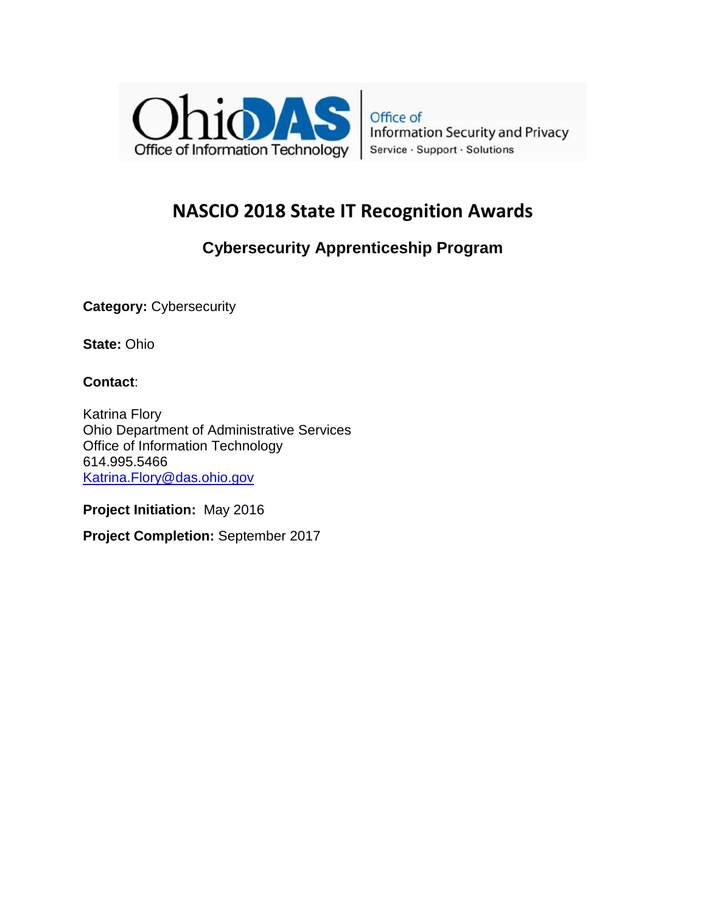Ohio DAS Office of Information Technology | Office of Information Security and Privacy
Service · Support · Solutions

# NASCIO 2018 State IT Recognition Awards

## Cybersecurity Apprenticeship Program

**Category:** Cybersecurity

**State:** Ohio

**Contact**:

Katrina Flory
Ohio Department of Administrative Services
Office of Information Technology
614.995.5466
Katrina.Flory@das.ohio.gov

**Project Initiation:** May 2016

**Project Completion:** September 2017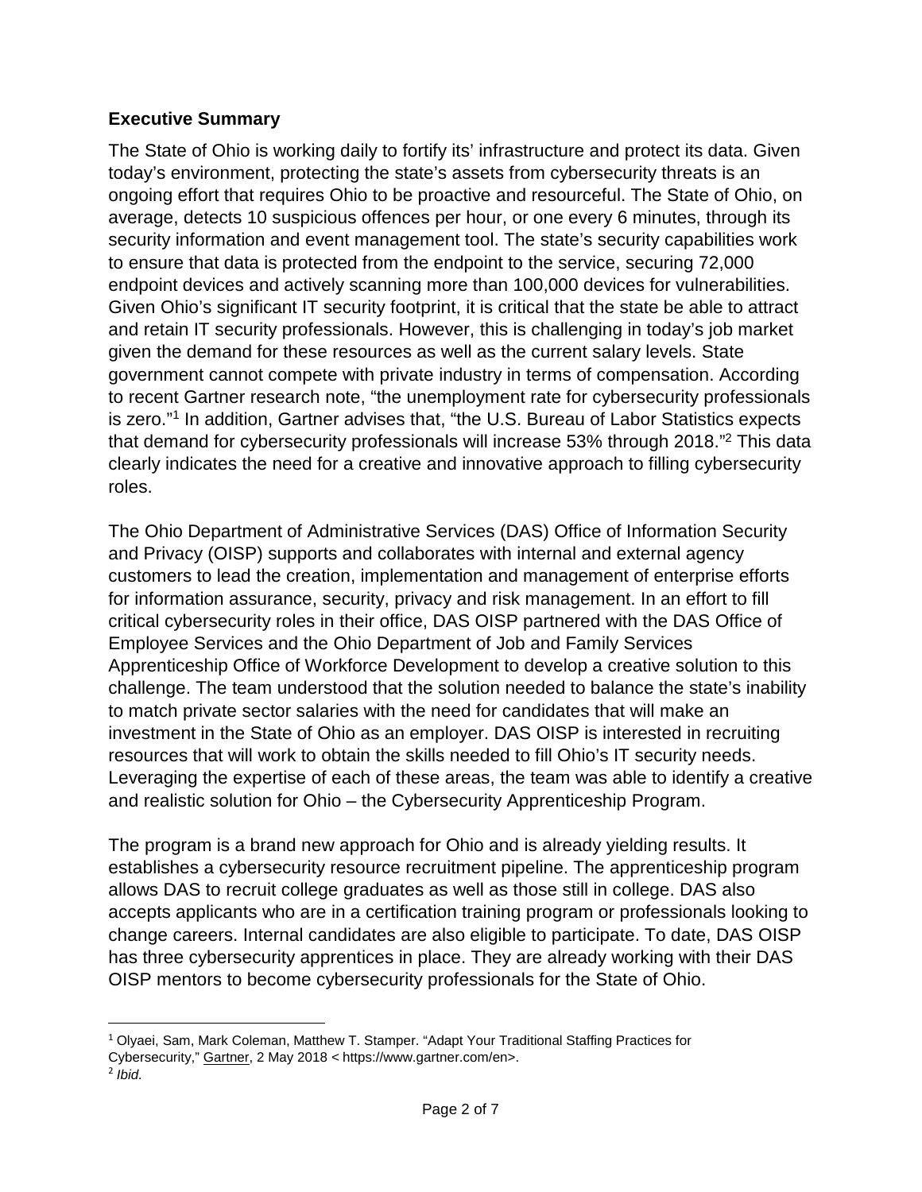## Executive Summary

The State of Ohio is working daily to fortify its' infrastructure and protect its data. Given today's environment, protecting the state's assets from cybersecurity threats is an ongoing effort that requires Ohio to be proactive and resourceful. The State of Ohio, on average, detects 10 suspicious offences per hour, or one every 6 minutes, through its security information and event management tool. The state's security capabilities work to ensure that data is protected from the endpoint to the service, securing 72,000 endpoint devices and actively scanning more than 100,000 devices for vulnerabilities. Given Ohio's significant IT security footprint, it is critical that the state be able to attract and retain IT security professionals. However, this is challenging in today's job market given the demand for these resources as well as the current salary levels. State government cannot compete with private industry in terms of compensation. According to recent Gartner research note, "the unemployment rate for cybersecurity professionals is zero."[1] In addition, Gartner advises that, "the U.S. Bureau of Labor Statistics expects that demand for cybersecurity professionals will increase 53% through 2018."[2] This data clearly indicates the need for a creative and innovative approach to filling cybersecurity roles.

The Ohio Department of Administrative Services (DAS) Office of Information Security and Privacy (OISP) supports and collaborates with internal and external agency customers to lead the creation, implementation and management of enterprise efforts for information assurance, security, privacy and risk management. In an effort to fill critical cybersecurity roles in their office, DAS OISP partnered with the DAS Office of Employee Services and the Ohio Department of Job and Family Services Apprenticeship Office of Workforce Development to develop a creative solution to this challenge. The team understood that the solution needed to balance the state's inability to match private sector salaries with the need for candidates that will make an investment in the State of Ohio as an employer. DAS OISP is interested in recruiting resources that will work to obtain the skills needed to fill Ohio's IT security needs. Leveraging the expertise of each of these areas, the team was able to identify a creative and realistic solution for Ohio – the Cybersecurity Apprenticeship Program.

The program is a brand new approach for Ohio and is already yielding results. It establishes a cybersecurity resource recruitment pipeline. The apprenticeship program allows DAS to recruit college graduates as well as those still in college. DAS also accepts applicants who are in a certification training program or professionals looking to change careers. Internal candidates are also eligible to participate. To date, DAS OISP has three cybersecurity apprentices in place. They are already working with their DAS OISP mentors to become cybersecurity professionals for the State of Ohio.

---

[1] Olyaei, Sam, Mark Coleman, Matthew T. Stamper. "Adapt Your Traditional Staffing Practices for Cybersecurity," Gartner, 2 May 2018 < https://www.gartner.com/en>.

[2] *Ibid.*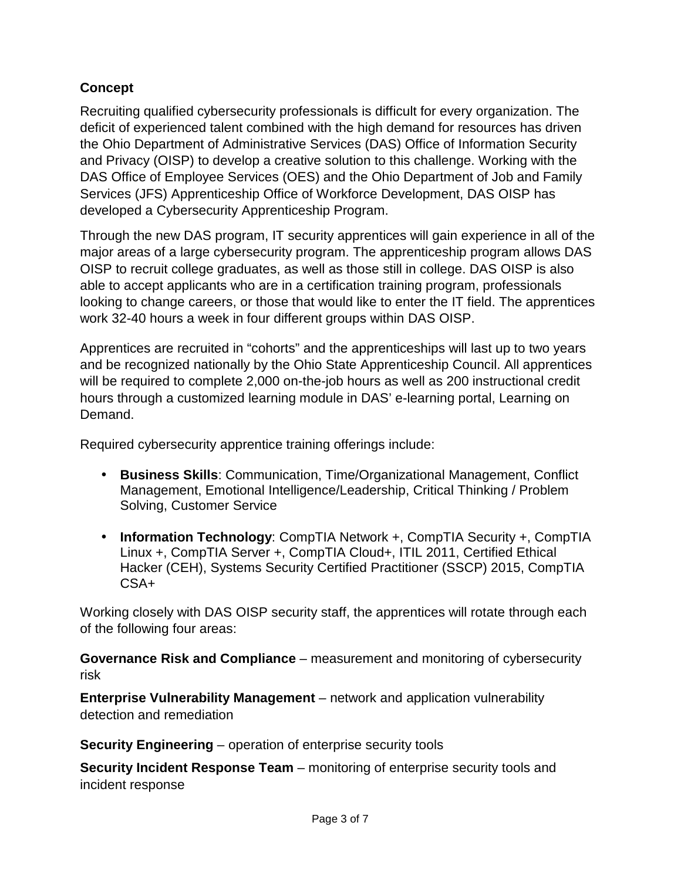## Concept

Recruiting qualified cybersecurity professionals is difficult for every organization. The deficit of experienced talent combined with the high demand for resources has driven the Ohio Department of Administrative Services (DAS) Office of Information Security and Privacy (OISP) to develop a creative solution to this challenge. Working with the DAS Office of Employee Services (OES) and the Ohio Department of Job and Family Services (JFS) Apprenticeship Office of Workforce Development, DAS OISP has developed a Cybersecurity Apprenticeship Program.

Through the new DAS program, IT security apprentices will gain experience in all of the major areas of a large cybersecurity program. The apprenticeship program allows DAS OISP to recruit college graduates, as well as those still in college. DAS OISP is also able to accept applicants who are in a certification training program, professionals looking to change careers, or those that would like to enter the IT field. The apprentices work 32-40 hours a week in four different groups within DAS OISP.

Apprentices are recruited in "cohorts" and the apprenticeships will last up to two years and be recognized nationally by the Ohio State Apprenticeship Council. All apprentices will be required to complete 2,000 on-the-job hours as well as 200 instructional credit hours through a customized learning module in DAS' e-learning portal, Learning on Demand.

Required cybersecurity apprentice training offerings include:

- **Business Skills**: Communication, Time/Organizational Management, Conflict Management, Emotional Intelligence/Leadership, Critical Thinking / Problem Solving, Customer Service
- **Information Technology**: CompTIA Network +, CompTIA Security +, CompTIA Linux +, CompTIA Server +, CompTIA Cloud+, ITIL 2011, Certified Ethical Hacker (CEH), Systems Security Certified Practitioner (SSCP) 2015, CompTIA CSA+

Working closely with DAS OISP security staff, the apprentices will rotate through each of the following four areas:

**Governance Risk and Compliance** – measurement and monitoring of cybersecurity risk

**Enterprise Vulnerability Management** – network and application vulnerability detection and remediation

**Security Engineering** – operation of enterprise security tools

**Security Incident Response Team** – monitoring of enterprise security tools and incident response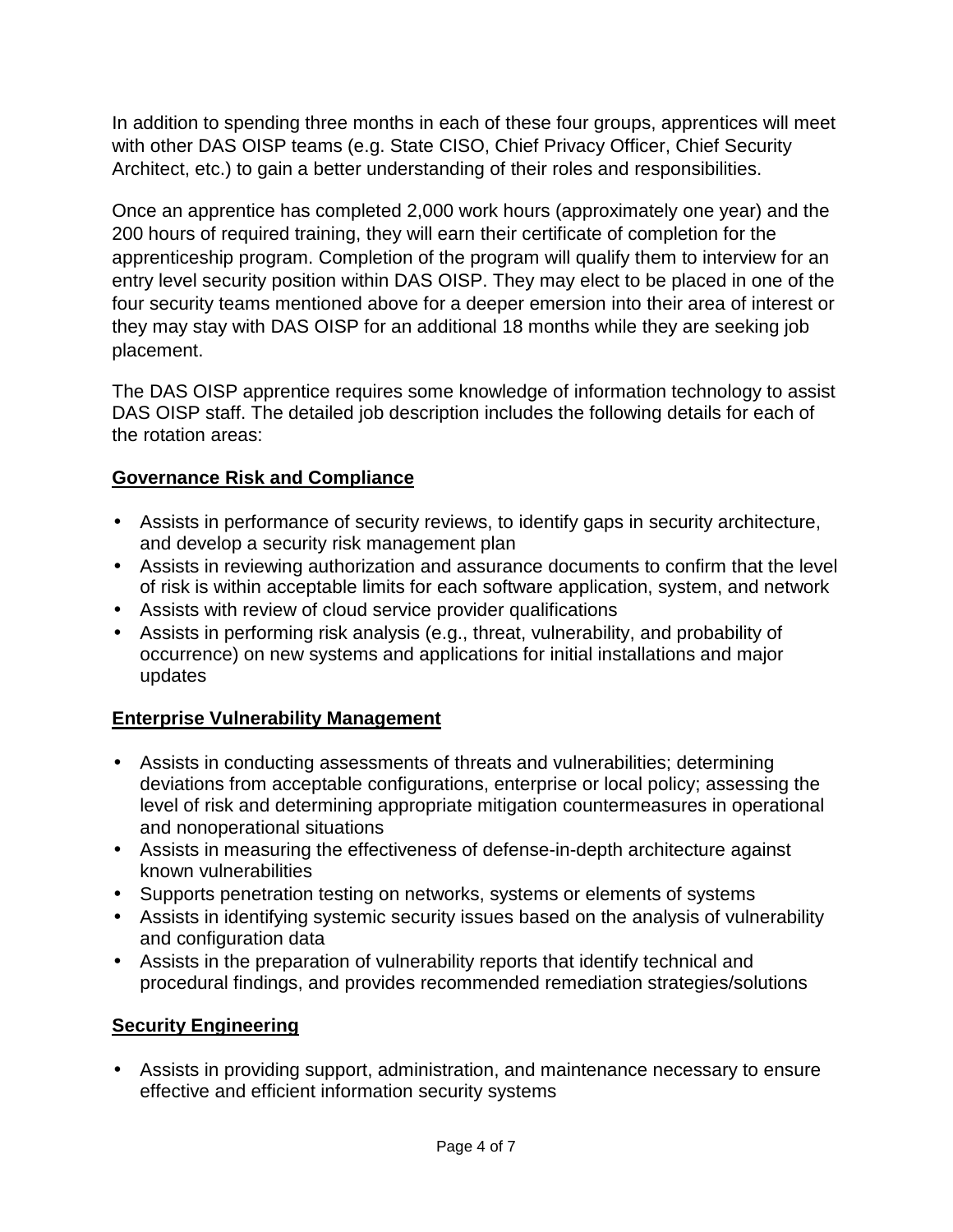In addition to spending three months in each of these four groups, apprentices will meet with other DAS OISP teams (e.g. State CISO, Chief Privacy Officer, Chief Security Architect, etc.) to gain a better understanding of their roles and responsibilities.

Once an apprentice has completed 2,000 work hours (approximately one year) and the 200 hours of required training, they will earn their certificate of completion for the apprenticeship program. Completion of the program will qualify them to interview for an entry level security position within DAS OISP. They may elect to be placed in one of the four security teams mentioned above for a deeper emersion into their area of interest or they may stay with DAS OISP for an additional 18 months while they are seeking job placement.

The DAS OISP apprentice requires some knowledge of information technology to assist DAS OISP staff. The detailed job description includes the following details for each of the rotation areas:

**Governance Risk and Compliance**

- Assists in performance of security reviews, to identify gaps in security architecture, and develop a security risk management plan
- Assists in reviewing authorization and assurance documents to confirm that the level of risk is within acceptable limits for each software application, system, and network
- Assists with review of cloud service provider qualifications
- Assists in performing risk analysis (e.g., threat, vulnerability, and probability of occurrence) on new systems and applications for initial installations and major updates

**Enterprise Vulnerability Management**

- Assists in conducting assessments of threats and vulnerabilities; determining deviations from acceptable configurations, enterprise or local policy; assessing the level of risk and determining appropriate mitigation countermeasures in operational and nonoperational situations
- Assists in measuring the effectiveness of defense-in-depth architecture against known vulnerabilities
- Supports penetration testing on networks, systems or elements of systems
- Assists in identifying systemic security issues based on the analysis of vulnerability and configuration data
- Assists in the preparation of vulnerability reports that identify technical and procedural findings, and provides recommended remediation strategies/solutions

**Security Engineering**

- Assists in providing support, administration, and maintenance necessary to ensure effective and efficient information security systems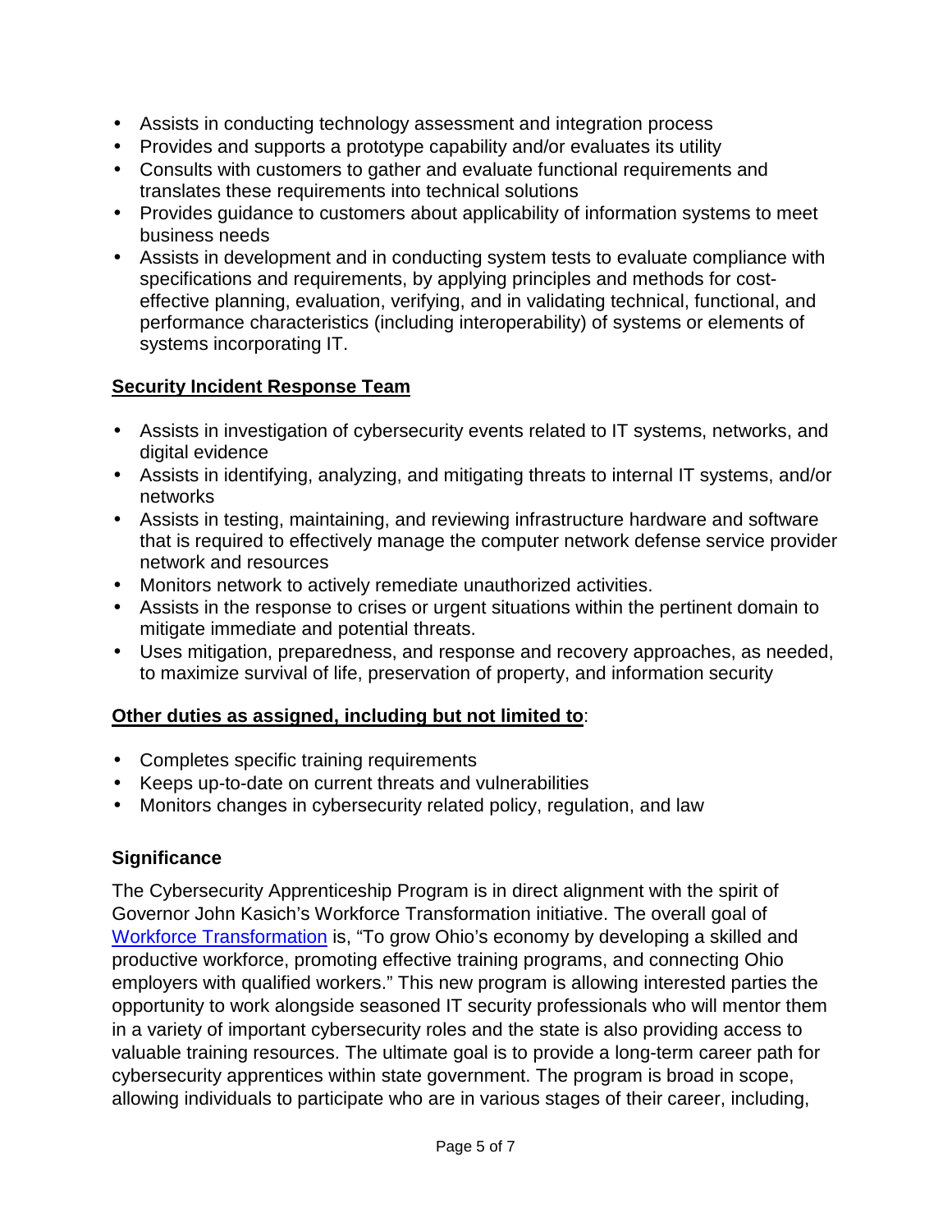- Assists in conducting technology assessment and integration process
- Provides and supports a prototype capability and/or evaluates its utility
- Consults with customers to gather and evaluate functional requirements and translates these requirements into technical solutions
- Provides guidance to customers about applicability of information systems to meet business needs
- Assists in development and in conducting system tests to evaluate compliance with specifications and requirements, by applying principles and methods for cost-effective planning, evaluation, verifying, and in validating technical, functional, and performance characteristics (including interoperability) of systems or elements of systems incorporating IT.

**<u>Security Incident Response Team</u>**

- Assists in investigation of cybersecurity events related to IT systems, networks, and digital evidence
- Assists in identifying, analyzing, and mitigating threats to internal IT systems, and/or networks
- Assists in testing, maintaining, and reviewing infrastructure hardware and software that is required to effectively manage the computer network defense service provider network and resources
- Monitors network to actively remediate unauthorized activities.
- Assists in the response to crises or urgent situations within the pertinent domain to mitigate immediate and potential threats.
- Uses mitigation, preparedness, and response and recovery approaches, as needed, to maximize survival of life, preservation of property, and information security

**<u>Other duties as assigned, including but not limited to</u>**:

- Completes specific training requirements
- Keeps up-to-date on current threats and vulnerabilities
- Monitors changes in cybersecurity related policy, regulation, and law

**Significance**

The Cybersecurity Apprenticeship Program is in direct alignment with the spirit of Governor John Kasich's Workforce Transformation initiative. The overall goal of Workforce Transformation is, "To grow Ohio's economy by developing a skilled and productive workforce, promoting effective training programs, and connecting Ohio employers with qualified workers." This new program is allowing interested parties the opportunity to work alongside seasoned IT security professionals who will mentor them in a variety of important cybersecurity roles and the state is also providing access to valuable training resources. The ultimate goal is to provide a long-term career path for cybersecurity apprentices within state government. The program is broad in scope, allowing individuals to participate who are in various stages of their career, including,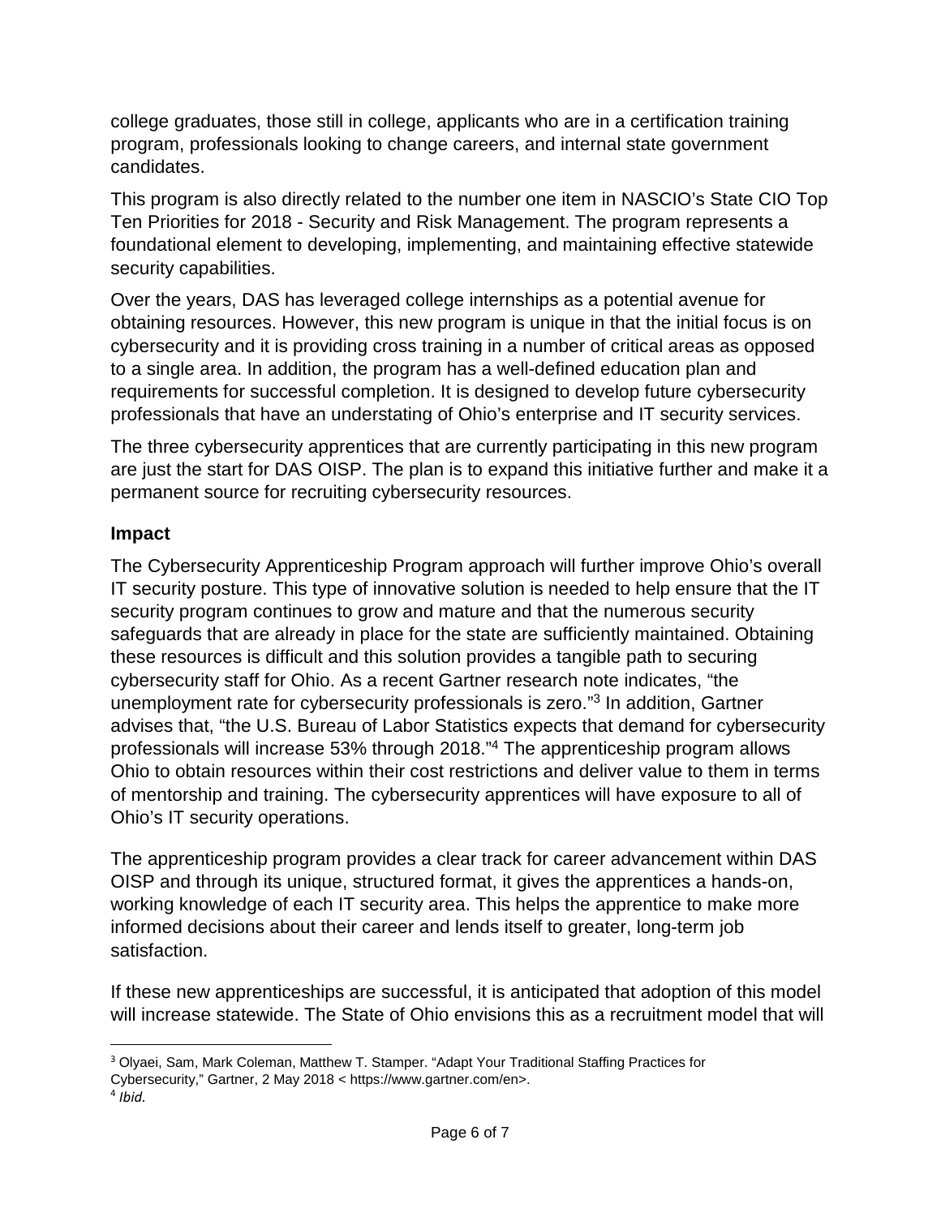college graduates, those still in college, applicants who are in a certification training program, professionals looking to change careers, and internal state government candidates.

This program is also directly related to the number one item in NASCIO's State CIO Top Ten Priorities for 2018 - Security and Risk Management. The program represents a foundational element to developing, implementing, and maintaining effective statewide security capabilities.

Over the years, DAS has leveraged college internships as a potential avenue for obtaining resources. However, this new program is unique in that the initial focus is on cybersecurity and it is providing cross training in a number of critical areas as opposed to a single area. In addition, the program has a well-defined education plan and requirements for successful completion. It is designed to develop future cybersecurity professionals that have an understating of Ohio's enterprise and IT security services.

The three cybersecurity apprentices that are currently participating in this new program are just the start for DAS OISP. The plan is to expand this initiative further and make it a permanent source for recruiting cybersecurity resources.

## Impact

The Cybersecurity Apprenticeship Program approach will further improve Ohio's overall IT security posture. This type of innovative solution is needed to help ensure that the IT security program continues to grow and mature and that the numerous security safeguards that are already in place for the state are sufficiently maintained. Obtaining these resources is difficult and this solution provides a tangible path to securing cybersecurity staff for Ohio. As a recent Gartner research note indicates, "the unemployment rate for cybersecurity professionals is zero."[3] In addition, Gartner advises that, "the U.S. Bureau of Labor Statistics expects that demand for cybersecurity professionals will increase 53% through 2018."[4] The apprenticeship program allows Ohio to obtain resources within their cost restrictions and deliver value to them in terms of mentorship and training. The cybersecurity apprentices will have exposure to all of Ohio's IT security operations.

The apprenticeship program provides a clear track for career advancement within DAS OISP and through its unique, structured format, it gives the apprentices a hands-on, working knowledge of each IT security area. This helps the apprentice to make more informed decisions about their career and lends itself to greater, long-term job satisfaction.

If these new apprenticeships are successful, it is anticipated that adoption of this model will increase statewide. The State of Ohio envisions this as a recruitment model that will

---

[3] Olyaei, Sam, Mark Coleman, Matthew T. Stamper. "Adapt Your Traditional Staffing Practices for Cybersecurity," Gartner, 2 May 2018 < https://www.gartner.com/en>.

[4] *Ibid.*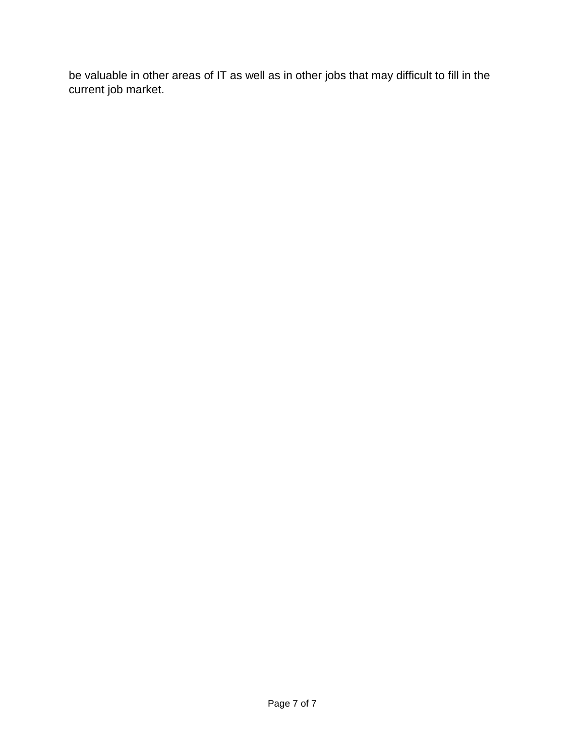be valuable in other areas of IT as well as in other jobs that may difficult to fill in the current job market.